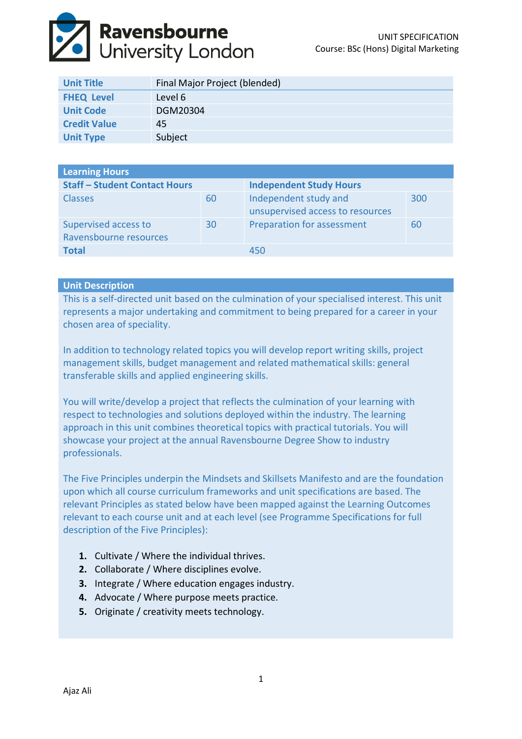Ravensbourne University London

UNIT SPECIFICATION
Course: BSc (Hons) Digital Marketing

| Unit Title | Final Major Project (blended) |
| --- | --- |
| FHEQ Level | Level 6 |
| Unit Code | DGM20304 |
| Credit Value | 45 |
| Unit Type | Subject |

| Learning Hours | | | |
| --- | --- | --- | --- |
| **Staff – Student Contact Hours** | | **Independent Study Hours** | |
| Classes | 60 | Independent study and unsupervised access to resources | 300 |
| Supervised access to Ravensbourne resources | 30 | Preparation for assessment | 60 |
| **Total** | | 450 | |

## Unit Description

This is a self-directed unit based on the culmination of your specialised interest. This unit represents a major undertaking and commitment to being prepared for a career in your chosen area of speciality.

In addition to technology related topics you will develop report writing skills, project management skills, budget management and related mathematical skills: general transferable skills and applied engineering skills.

You will write/develop a project that reflects the culmination of your learning with respect to technologies and solutions deployed within the industry. The learning approach in this unit combines theoretical topics with practical tutorials. You will showcase your project at the annual Ravensbourne Degree Show to industry professionals.

The Five Principles underpin the Mindsets and Skillsets Manifesto and are the foundation upon which all course curriculum frameworks and unit specifications are based. The relevant Principles as stated below have been mapped against the Learning Outcomes relevant to each course unit and at each level (see Programme Specifications for full description of the Five Principles):

1. Cultivate / Where the individual thrives.
2. Collaborate / Where disciplines evolve.
3. Integrate / Where education engages industry.
4. Advocate / Where purpose meets practice.
5. Originate / creativity meets technology.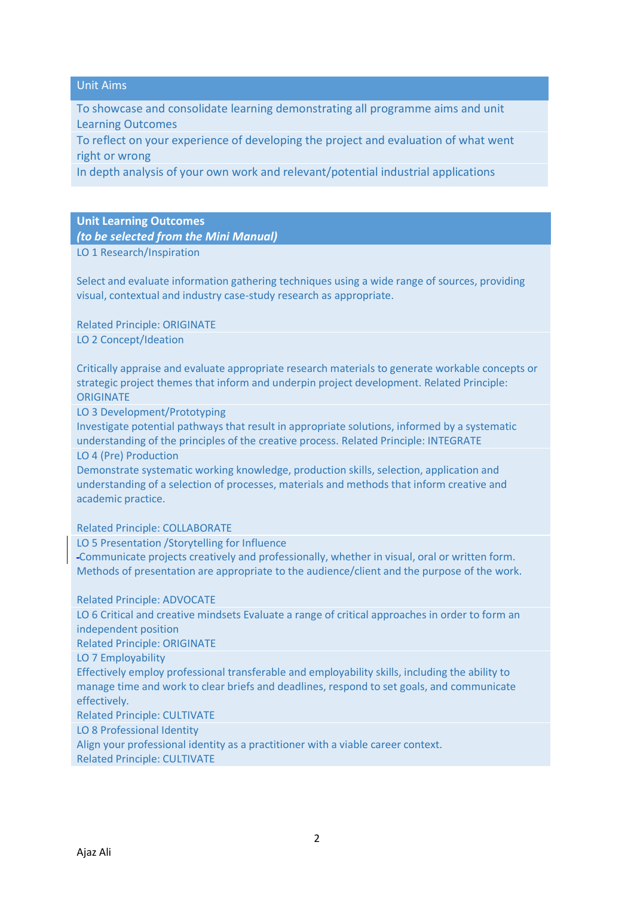| Unit Aims |
| --- |
| To showcase and consolidate learning demonstrating all programme aims and unit Learning Outcomes |
| To reflect on your experience of developing the project and evaluation of what went right or wrong |
| In depth analysis of your own work and relevant/potential industrial applications |

| **Unit Learning Outcomes** *(to be selected from the Mini Manual)* |
| --- |
| LO 1 Research/Inspiration<br><br>Select and evaluate information gathering techniques using a wide range of sources, providing visual, contextual and industry case-study research as appropriate.<br><br>Related Principle: ORIGINATE |
| LO 2 Concept/Ideation<br><br>Critically appraise and evaluate appropriate research materials to generate workable concepts or strategic project themes that inform and underpin project development. Related Principle: ORIGINATE |
| LO 3 Development/Prototyping<br>Investigate potential pathways that result in appropriate solutions, informed by a systematic understanding of the principles of the creative process. Related Principle: INTEGRATE |
| LO 4 (Pre) Production<br>Demonstrate systematic working knowledge, production skills, selection, application and understanding of a selection of processes, materials and methods that inform creative and academic practice.<br><br>Related Principle: COLLABORATE |
| LO 5 Presentation /Storytelling for Influence<br>-Communicate projects creatively and professionally, whether in visual, oral or written form. Methods of presentation are appropriate to the audience/client and the purpose of the work.<br><br>Related Principle: ADVOCATE |
| LO 6 Critical and creative mindsets Evaluate a range of critical approaches in order to form an independent position<br>Related Principle: ORIGINATE |
| LO 7 Employability<br>Effectively employ professional transferable and employability skills, including the ability to manage time and work to clear briefs and deadlines, respond to set goals, and communicate effectively.<br>Related Principle: CULTIVATE |
| LO 8 Professional Identity<br>Align your professional identity as a practitioner with a viable career context.<br>Related Principle: CULTIVATE |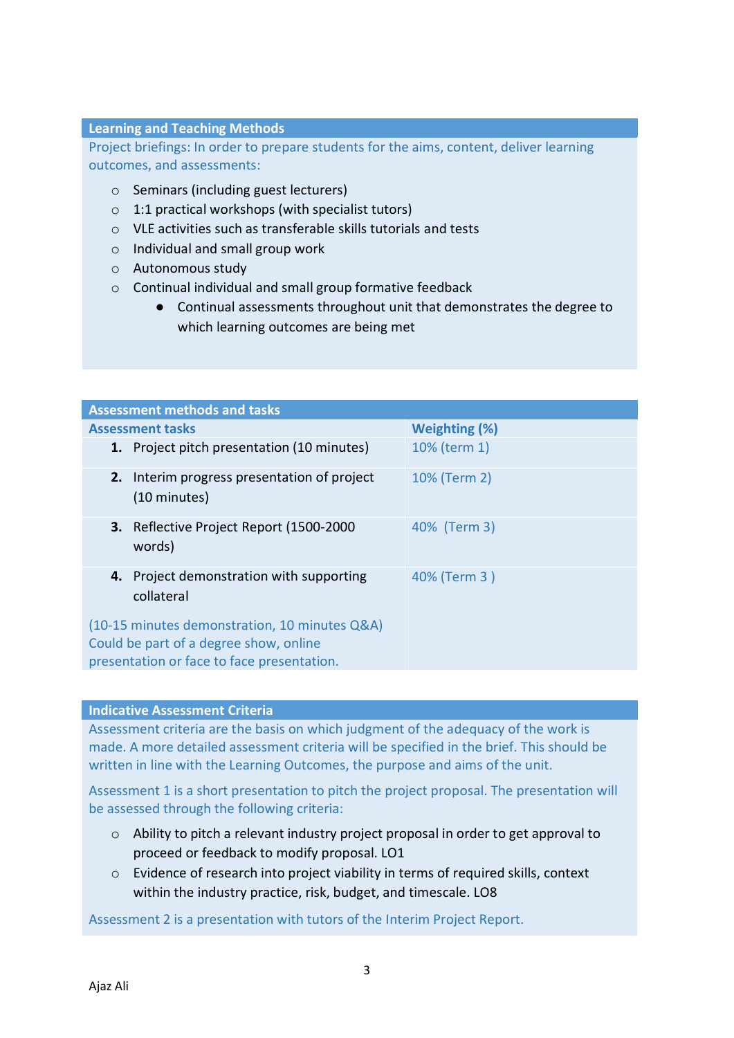## Learning and Teaching Methods

Project briefings: In order to prepare students for the aims, content, deliver learning outcomes, and assessments:

- Seminars (including guest lecturers)
- 1:1 practical workshops (with specialist tutors)
- VLE activities such as transferable skills tutorials and tests
- Individual and small group work
- Autonomous study
- Continual individual and small group formative feedback
    - Continual assessments throughout unit that demonstrates the degree to which learning outcomes are being met

## Assessment methods and tasks

| Assessment tasks | Weighting (%) |
|---|---|
| 1. Project pitch presentation (10 minutes) | 10% (term 1) |
| 2. Interim progress presentation of project (10 minutes) | 10% (Term 2) |
| 3. Reflective Project Report (1500-2000 words) | 40% (Term 3) |
| 4. Project demonstration with supporting collateral<br><br>(10-15 minutes demonstration, 10 minutes Q&A) Could be part of a degree show, online presentation or face to face presentation. | 40% (Term 3 ) |

## Indicative Assessment Criteria

Assessment criteria are the basis on which judgment of the adequacy of the work is made. A more detailed assessment criteria will be specified in the brief. This should be written in line with the Learning Outcomes, the purpose and aims of the unit.

Assessment 1 is a short presentation to pitch the project proposal. The presentation will be assessed through the following criteria:

- Ability to pitch a relevant industry project proposal in order to get approval to proceed or feedback to modify proposal. LO1
- Evidence of research into project viability in terms of required skills, context within the industry practice, risk, budget, and timescale. LO8

Assessment 2 is a presentation with tutors of the Interim Project Report.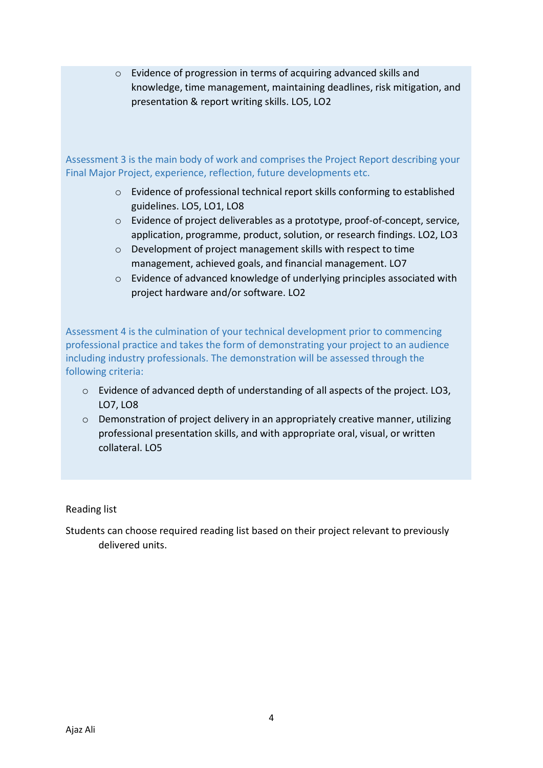- Evidence of progression in terms of acquiring advanced skills and knowledge, time management, maintaining deadlines, risk mitigation, and presentation & report writing skills. LO5, LO2

Assessment 3 is the main body of work and comprises the Project Report describing your Final Major Project, experience, reflection, future developments etc.

- Evidence of professional technical report skills conforming to established guidelines. LO5, LO1, LO8
- Evidence of project deliverables as a prototype, proof-of-concept, service, application, programme, product, solution, or research findings. LO2, LO3
- Development of project management skills with respect to time management, achieved goals, and financial management. LO7
- Evidence of advanced knowledge of underlying principles associated with project hardware and/or software. LO2

Assessment 4 is the culmination of your technical development prior to commencing professional practice and takes the form of demonstrating your project to an audience including industry professionals. The demonstration will be assessed through the following criteria:

- Evidence of advanced depth of understanding of all aspects of the project. LO3, LO7, LO8
- Demonstration of project delivery in an appropriately creative manner, utilizing professional presentation skills, and with appropriate oral, visual, or written collateral. LO5

Reading list

Students can choose required reading list based on their project relevant to previously delivered units.